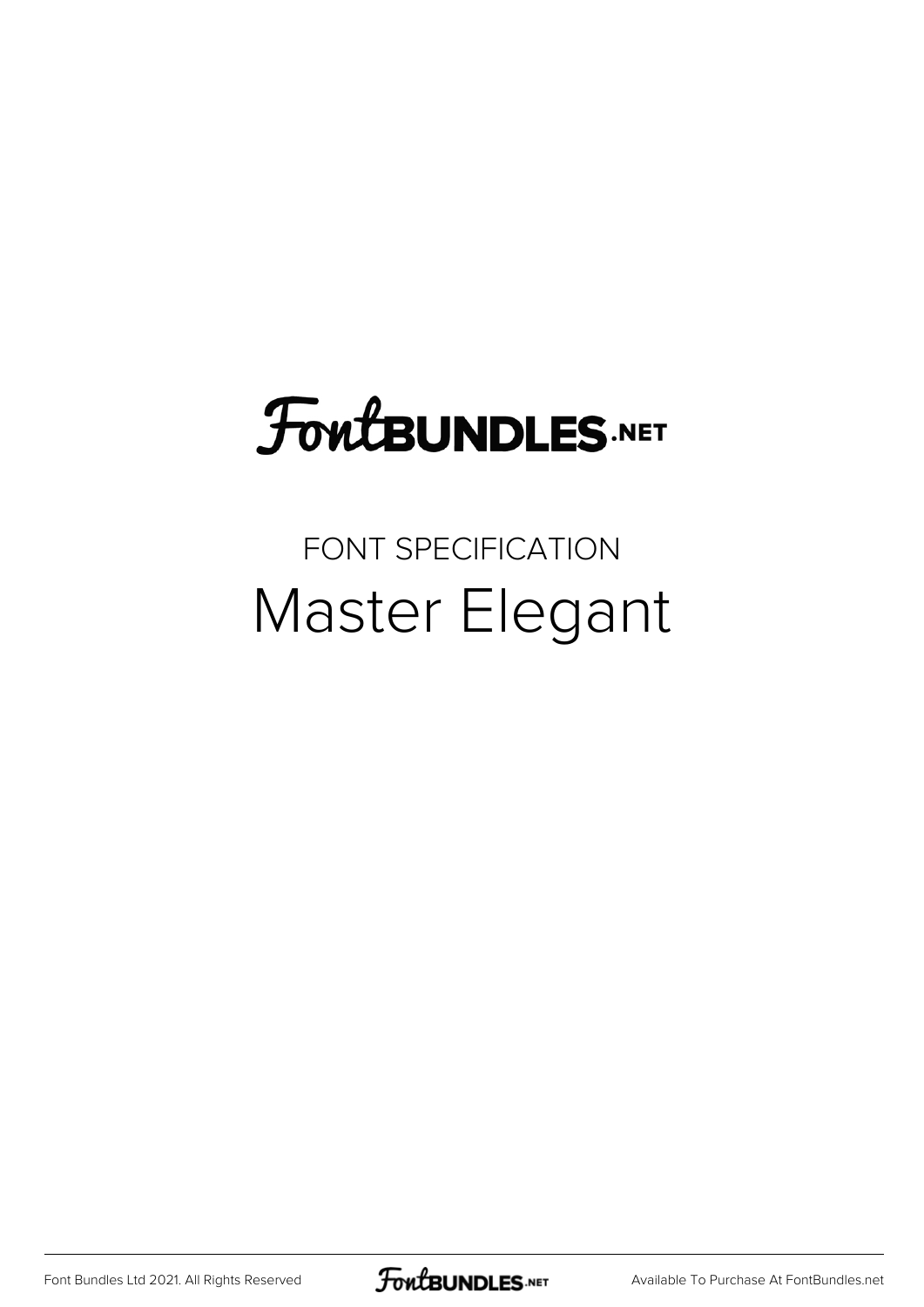# FontBUNDLES.NET

FONT SPECIFICATION

## Master Elegant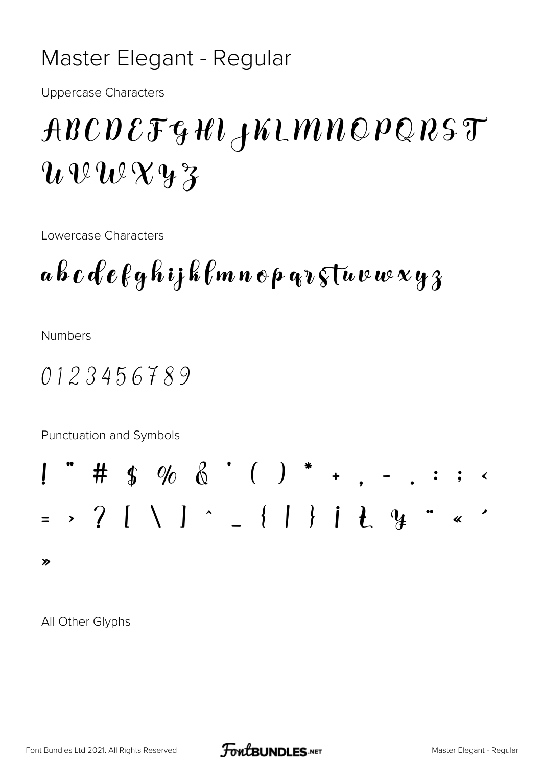# Master Elegant - Regular

Uppercase Characters

A B C D E F G H I J K L M N O P Q R S T U V W X Y Z

Lowercase Characters

a b c d e f g h i j k l m n o p q r s t u v w x y z

Numbers

0 1 2 3 4 5 6 7 8 9

Punctuation and Symbols

! " # $ % & ' ( ) * + , - . : ; < = > ? [ \ ] ^ _ { | } ¡ Ł ¥ ¨ « ´ »

All Other Glyphs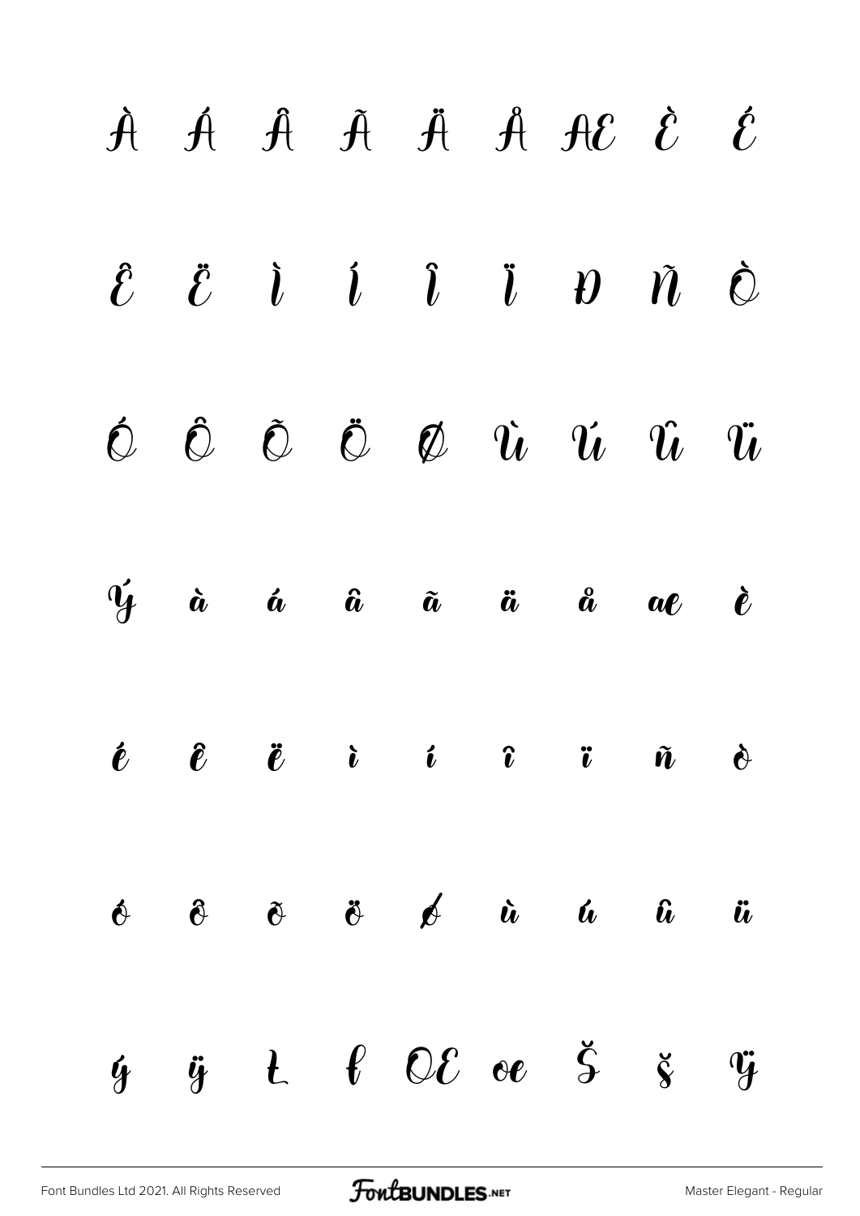À Á Â Ã Ä Å Æ È É

Ê Ë Ì Í Î Ï Đ Ñ Ò

Ó Ô Õ Ö Ø Ù Ú Û Ü

Ý à á â ã ä å æ è

é ê ë ì í î ï ñ ò

ó ô õ ö ø ù ú û ü

ý ÿ Ł ł Œ œ Š š Ÿ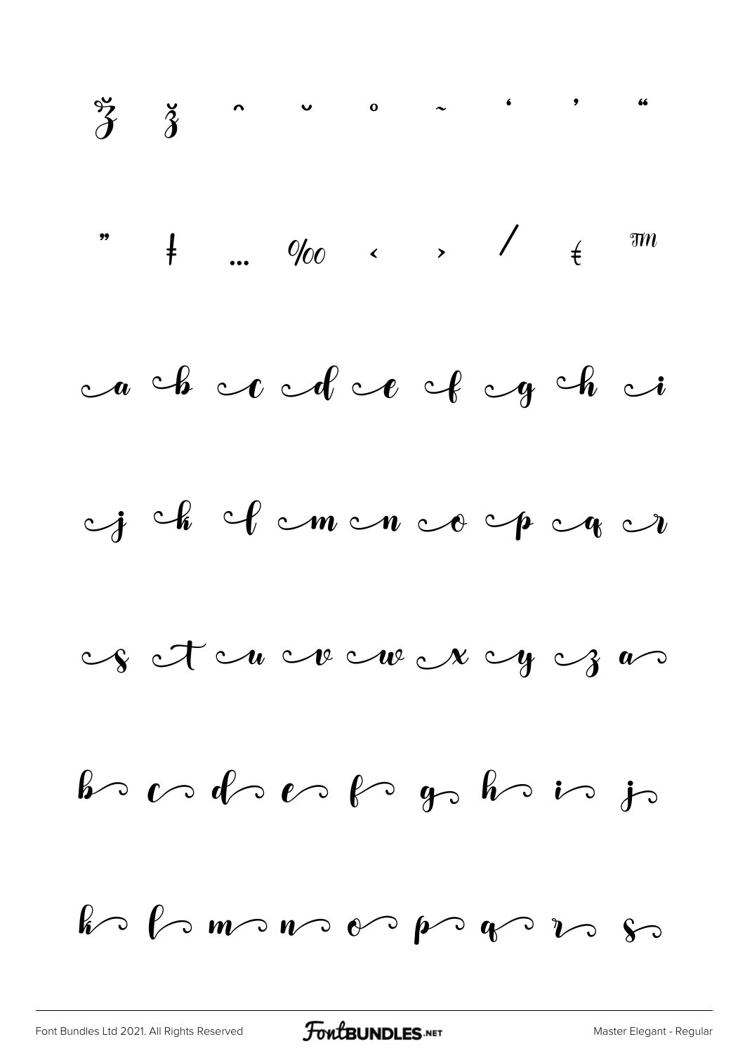ž ǯ ˆ ˘ ˚ ˜ ' ' "

" ǂ … ‰ ‹ › ⁄ ₮ ™

a b c d e f g h i

j k l m n o p q r

s t u v w x y z a

b c d e f g h i j

k l m n o p q r s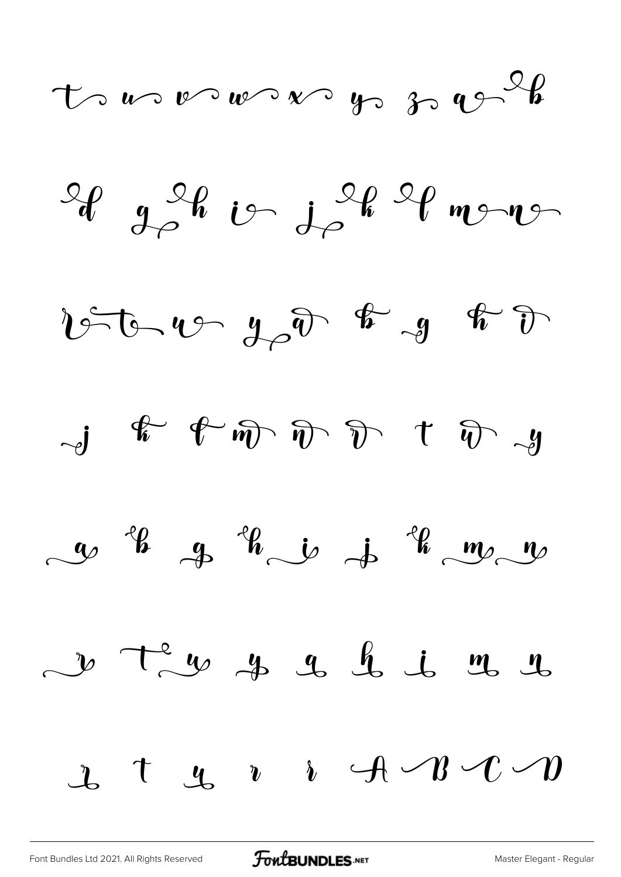t u v w x y z a b

d g h i j k l m n

r t u y a b g h i

j k l m n r t w y

a b g h i j k m n

r t u y a h i m n

r t u r r A B C D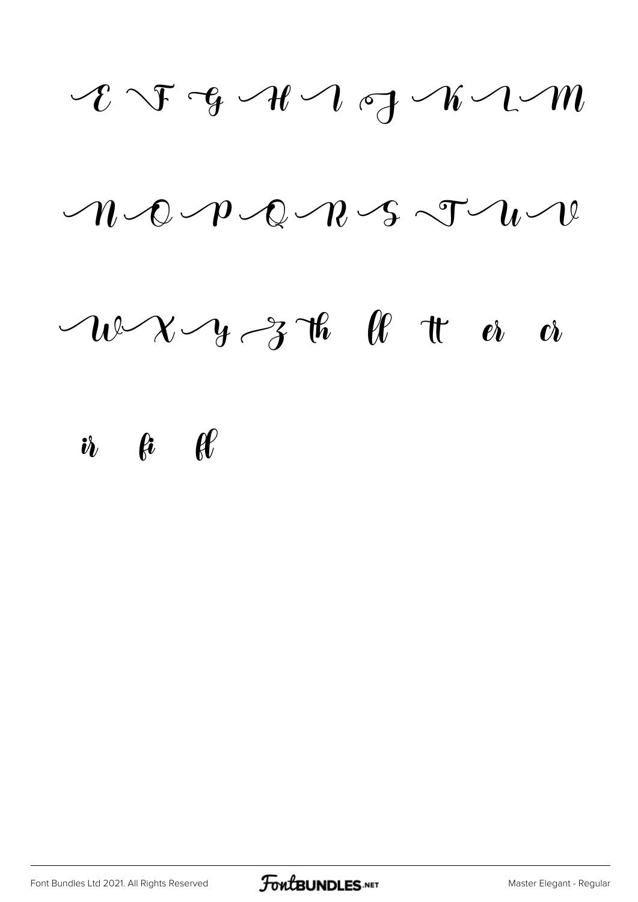E F G H I J K L M

N O P Q R S T U V

W X Y Z th ll tt er cr

ir fi fl